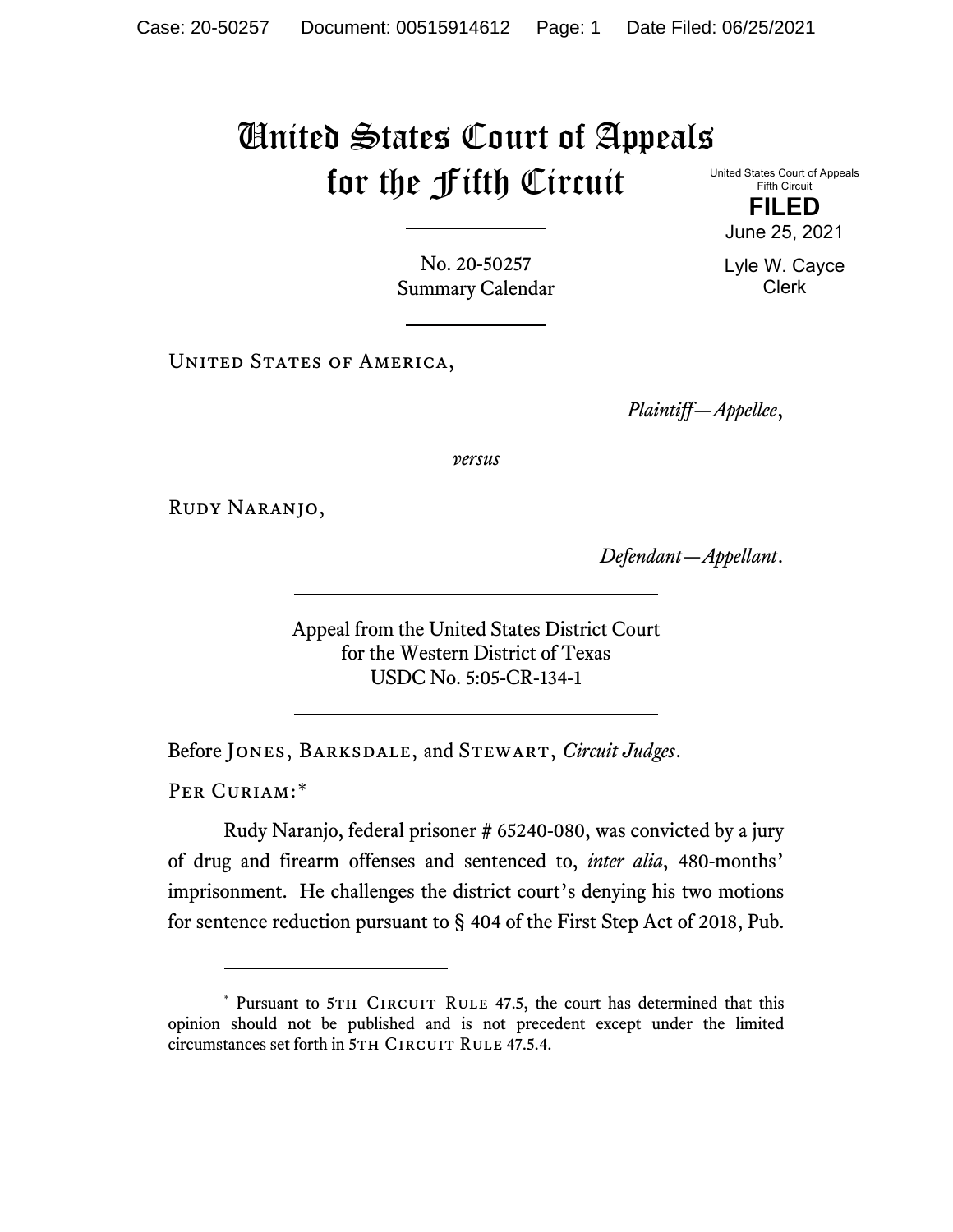# United States Court of Appeals for the Fifth Circuit

United States Court of Appeals
Fifth Circuit

**FILED**

June 25, 2021

Lyle W. Cayce
Clerk

No. 20-50257
Summary Calendar

United States of America,

*Plaintiff—Appellee*,

*versus*

Rudy Naranjo,

*Defendant—Appellant*.

Appeal from the United States District Court
for the Western District of Texas
USDC No. 5:05-CR-134-1

Before Jones, Barksdale, and Stewart, *Circuit Judges*.

Per Curiam:*

Rudy Naranjo, federal prisoner # 65240-080, was convicted by a jury of drug and firearm offenses and sentenced to, *inter alia*, 480-months' imprisonment. He challenges the district court's denying his two motions for sentence reduction pursuant to § 404 of the First Step Act of 2018, Pub.

---

\* Pursuant to 5th Circuit Rule 47.5, the court has determined that this opinion should not be published and is not precedent except under the limited circumstances set forth in 5th Circuit Rule 47.5.4.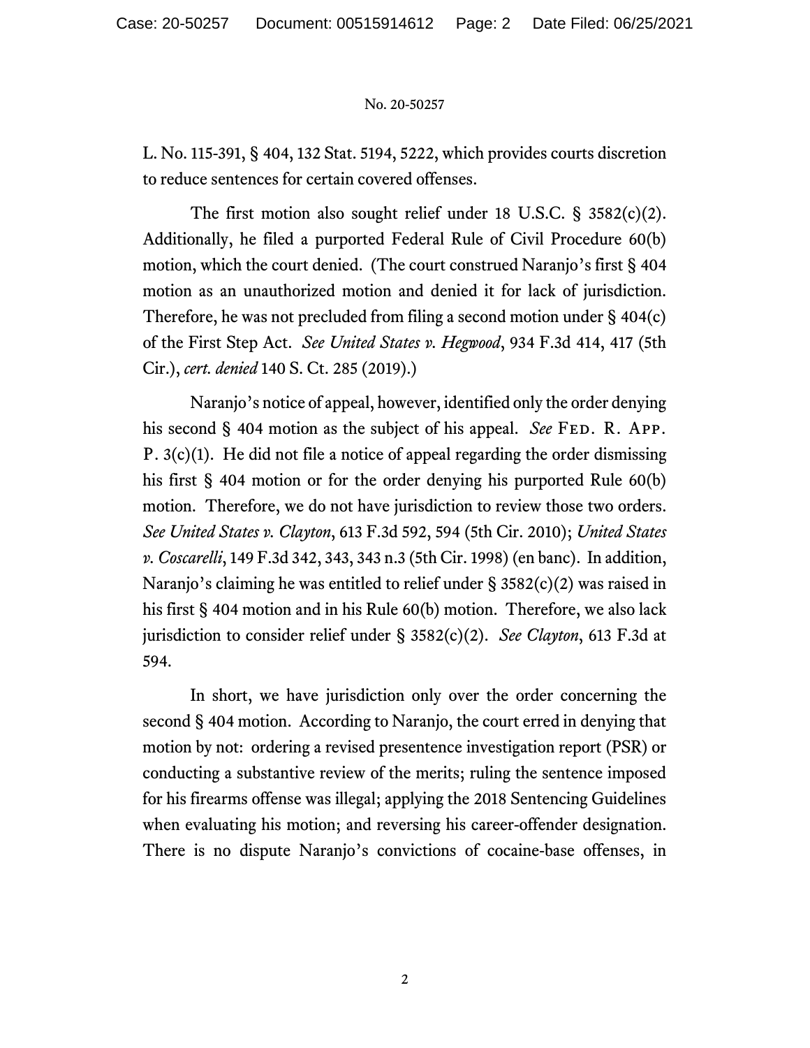L. No. 115-391, § 404, 132 Stat. 5194, 5222, which provides courts discretion to reduce sentences for certain covered offenses.

The first motion also sought relief under 18 U.S.C. § 3582(c)(2). Additionally, he filed a purported Federal Rule of Civil Procedure 60(b) motion, which the court denied. (The court construed Naranjo's first § 404 motion as an unauthorized motion and denied it for lack of jurisdiction. Therefore, he was not precluded from filing a second motion under § 404(c) of the First Step Act. *See United States v. Hegwood*, 934 F.3d 414, 417 (5th Cir.), *cert. denied* 140 S. Ct. 285 (2019).)

Naranjo's notice of appeal, however, identified only the order denying his second § 404 motion as the subject of his appeal. *See* Fed. R. App. P. 3(c)(1). He did not file a notice of appeal regarding the order dismissing his first § 404 motion or for the order denying his purported Rule 60(b) motion. Therefore, we do not have jurisdiction to review those two orders. *See United States v. Clayton*, 613 F.3d 592, 594 (5th Cir. 2010); *United States v. Coscarelli*, 149 F.3d 342, 343, 343 n.3 (5th Cir. 1998) (en banc). In addition, Naranjo's claiming he was entitled to relief under § 3582(c)(2) was raised in his first § 404 motion and in his Rule 60(b) motion. Therefore, we also lack jurisdiction to consider relief under § 3582(c)(2). *See Clayton*, 613 F.3d at 594.

In short, we have jurisdiction only over the order concerning the second § 404 motion. According to Naranjo, the court erred in denying that motion by not: ordering a revised presentence investigation report (PSR) or conducting a substantive review of the merits; ruling the sentence imposed for his firearms offense was illegal; applying the 2018 Sentencing Guidelines when evaluating his motion; and reversing his career-offender designation. There is no dispute Naranjo's convictions of cocaine-base offenses, in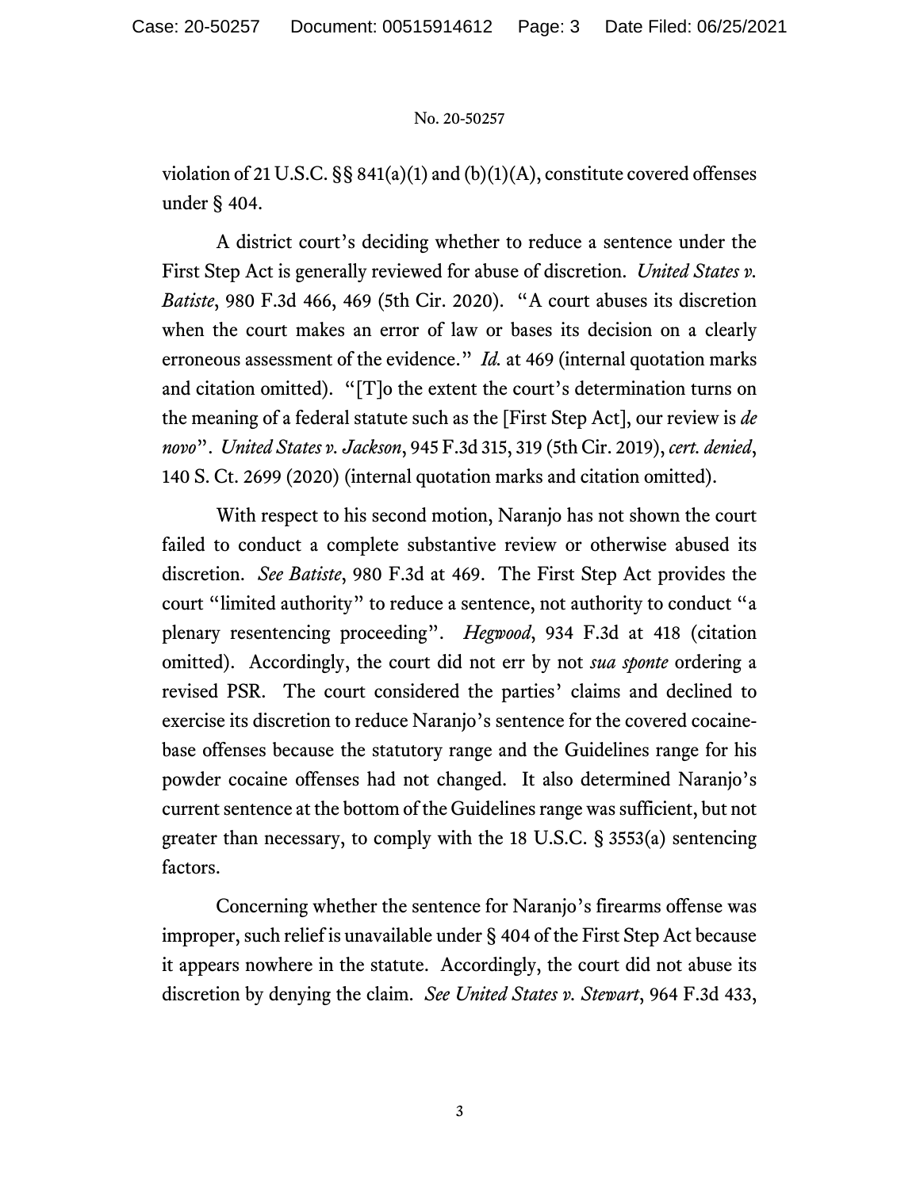violation of 21 U.S.C. §§ 841(a)(1) and (b)(1)(A), constitute covered offenses under § 404.

A district court's deciding whether to reduce a sentence under the First Step Act is generally reviewed for abuse of discretion. *United States v. Batiste*, 980 F.3d 466, 469 (5th Cir. 2020). "A court abuses its discretion when the court makes an error of law or bases its decision on a clearly erroneous assessment of the evidence." *Id.* at 469 (internal quotation marks and citation omitted). "[T]o the extent the court's determination turns on the meaning of a federal statute such as the [First Step Act], our review is *de novo*". *United States v. Jackson*, 945 F.3d 315, 319 (5th Cir. 2019), *cert. denied*, 140 S. Ct. 2699 (2020) (internal quotation marks and citation omitted).

With respect to his second motion, Naranjo has not shown the court failed to conduct a complete substantive review or otherwise abused its discretion. *See Batiste*, 980 F.3d at 469. The First Step Act provides the court "limited authority" to reduce a sentence, not authority to conduct "a plenary resentencing proceeding". *Hegwood*, 934 F.3d at 418 (citation omitted). Accordingly, the court did not err by not *sua sponte* ordering a revised PSR. The court considered the parties' claims and declined to exercise its discretion to reduce Naranjo's sentence for the covered cocaine-base offenses because the statutory range and the Guidelines range for his powder cocaine offenses had not changed. It also determined Naranjo's current sentence at the bottom of the Guidelines range was sufficient, but not greater than necessary, to comply with the 18 U.S.C. § 3553(a) sentencing factors.

Concerning whether the sentence for Naranjo's firearms offense was improper, such relief is unavailable under § 404 of the First Step Act because it appears nowhere in the statute. Accordingly, the court did not abuse its discretion by denying the claim. *See United States v. Stewart*, 964 F.3d 433,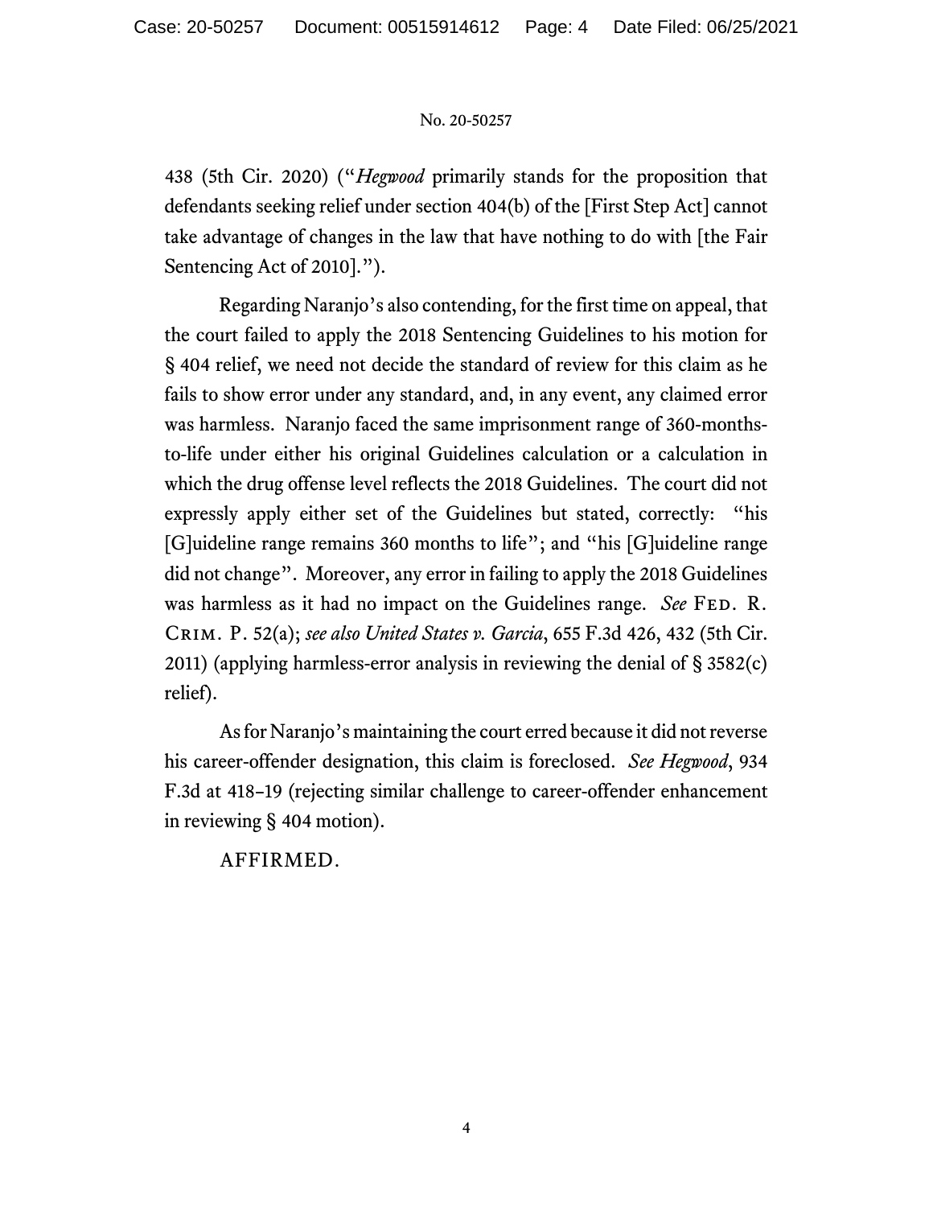438 (5th Cir. 2020) ("*Hegwood* primarily stands for the proposition that defendants seeking relief under section 404(b) of the [First Step Act] cannot take advantage of changes in the law that have nothing to do with [the Fair Sentencing Act of 2010].").

Regarding Naranjo's also contending, for the first time on appeal, that the court failed to apply the 2018 Sentencing Guidelines to his motion for § 404 relief, we need not decide the standard of review for this claim as he fails to show error under any standard, and, in any event, any claimed error was harmless. Naranjo faced the same imprisonment range of 360-months-to-life under either his original Guidelines calculation or a calculation in which the drug offense level reflects the 2018 Guidelines. The court did not expressly apply either set of the Guidelines but stated, correctly: "his [G]uideline range remains 360 months to life"; and "his [G]uideline range did not change". Moreover, any error in failing to apply the 2018 Guidelines was harmless as it had no impact on the Guidelines range. *See* FED. R. CRIM. P. 52(a); *see also United States v. Garcia*, 655 F.3d 426, 432 (5th Cir. 2011) (applying harmless-error analysis in reviewing the denial of § 3582(c) relief).

As for Naranjo's maintaining the court erred because it did not reverse his career-offender designation, this claim is foreclosed. *See Hegwood*, 934 F.3d at 418–19 (rejecting similar challenge to career-offender enhancement in reviewing § 404 motion).

AFFIRMED.